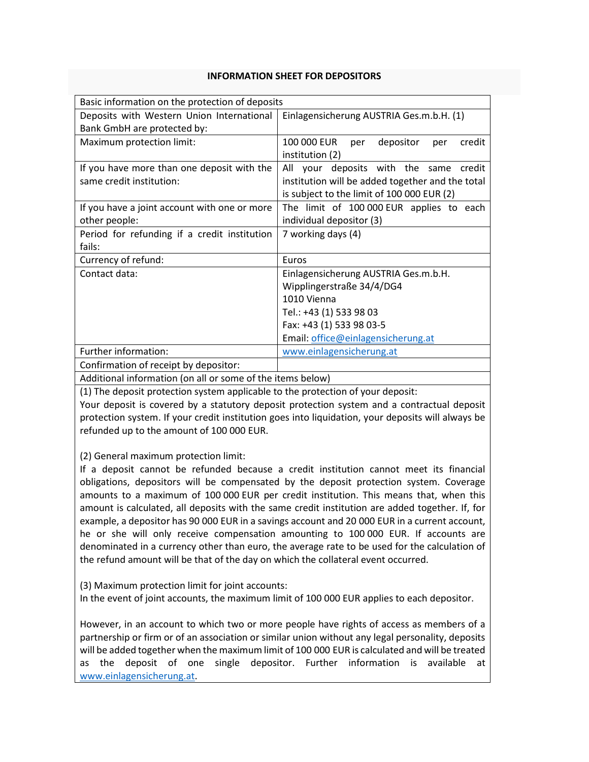## INFORMATION SHEET FOR DEPOSITORS

| Basic information on the protection of deposits | |
|---|---|
| Deposits with Western Union International Bank GmbH are protected by: | Einlagensicherung AUSTRIA Ges.m.b.H. (1) |
| Maximum protection limit: | 100 000 EUR per depositor per credit institution (2) |
| If you have more than one deposit with the same credit institution: | All your deposits with the same credit institution will be added together and the total is subject to the limit of 100 000 EUR (2) |
| If you have a joint account with one or more other people: | The limit of 100 000 EUR applies to each individual depositor (3) |
| Period for refunding if a credit institution fails: | 7 working days (4) |
| Currency of refund: | Euros |
| Contact data: | Einlagensicherung AUSTRIA Ges.m.b.H.<br>Wipplingerstraße 34/4/DG4<br>1010 Vienna<br>Tel.: +43 (1) 533 98 03<br>Fax: +43 (1) 533 98 03-5<br>Email: office@einlagensicherung.at |
| Further information: | www.einlagensicherung.at |
| Confirmation of receipt by depositor: | |

Additional information (on all or some of the items below)

(1) The deposit protection system applicable to the protection of your deposit:
Your deposit is covered by a statutory deposit protection system and a contractual deposit protection system. If your credit institution goes into liquidation, your deposits will always be refunded up to the amount of 100 000 EUR.

(2) General maximum protection limit:
If a deposit cannot be refunded because a credit institution cannot meet its financial obligations, depositors will be compensated by the deposit protection system. Coverage amounts to a maximum of 100 000 EUR per credit institution. This means that, when this amount is calculated, all deposits with the same credit institution are added together. If, for example, a depositor has 90 000 EUR in a savings account and 20 000 EUR in a current account, he or she will only receive compensation amounting to 100 000 EUR. If accounts are denominated in a currency other than euro, the average rate to be used for the calculation of the refund amount will be that of the day on which the collateral event occurred.

(3) Maximum protection limit for joint accounts:
In the event of joint accounts, the maximum limit of 100 000 EUR applies to each depositor.

However, in an account to which two or more people have rights of access as members of a partnership or firm or of an association or similar union without any legal personality, deposits will be added together when the maximum limit of 100 000 EUR is calculated and will be treated as the deposit of one single depositor. Further information is available at www.einlagensicherung.at.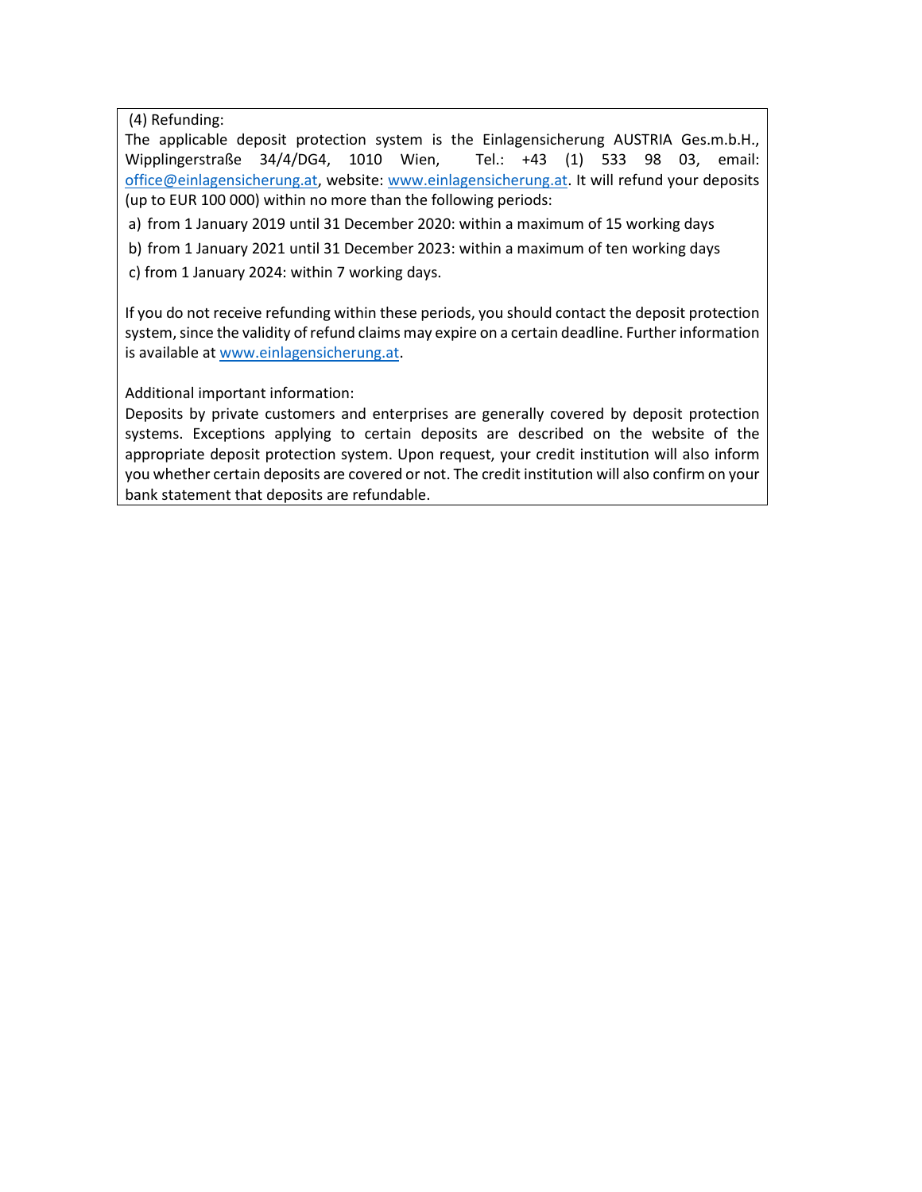(4) Refunding:

The applicable deposit protection system is the Einlagensicherung AUSTRIA Ges.m.b.H., Wipplingerstraße 34/4/DG4, 1010 Wien, Tel.: +43 (1) 533 98 03, email: office@einlagensicherung.at, website: www.einlagensicherung.at. It will refund your deposits (up to EUR 100 000) within no more than the following periods:

a) from 1 January 2019 until 31 December 2020: within a maximum of 15 working days

b) from 1 January 2021 until 31 December 2023: within a maximum of ten working days

c) from 1 January 2024: within 7 working days.

If you do not receive refunding within these periods, you should contact the deposit protection system, since the validity of refund claims may expire on a certain deadline. Further information is available at www.einlagensicherung.at.

Additional important information:

Deposits by private customers and enterprises are generally covered by deposit protection systems. Exceptions applying to certain deposits are described on the website of the appropriate deposit protection system. Upon request, your credit institution will also inform you whether certain deposits are covered or not. The credit institution will also confirm on your bank statement that deposits are refundable.